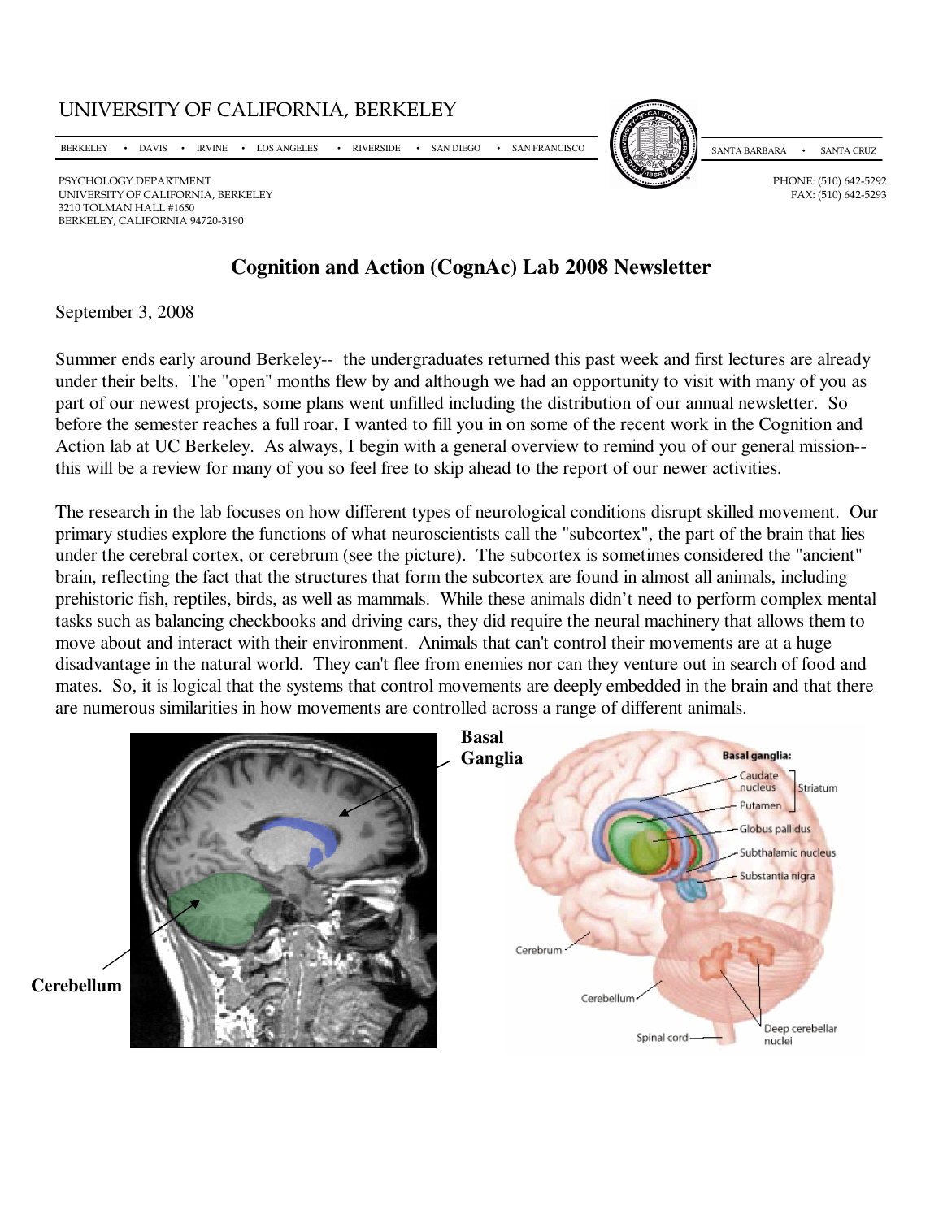UNIVERSITY OF CALIFORNIA, BERKELEY

BERKELEY • DAVIS • IRVINE • LOS ANGELES • RIVERSIDE • SAN DIEGO • SAN FRANCISCO • SANTA BARBARA • SANTA CRUZ

PSYCHOLOGY DEPARTMENT
UNIVERSITY OF CALIFORNIA, BERKELEY
3210 TOLMAN HALL #1650
BERKELEY, CALIFORNIA 94720-3190

PHONE: (510) 642-5292
FAX: (510) 642-5293

# Cognition and Action (CognAc) Lab 2008 Newsletter

September 3, 2008

Summer ends early around Berkeley-- the undergraduates returned this past week and first lectures are already under their belts. The "open" months flew by and although we had an opportunity to visit with many of you as part of our newest projects, some plans went unfilled including the distribution of our annual newsletter. So before the semester reaches a full roar, I wanted to fill you in on some of the recent work in the Cognition and Action lab at UC Berkeley. As always, I begin with a general overview to remind you of our general mission-- this will be a review for many of you so feel free to skip ahead to the report of our newer activities.

The research in the lab focuses on how different types of neurological conditions disrupt skilled movement. Our primary studies explore the functions of what neuroscientists call the "subcortex", the part of the brain that lies under the cerebral cortex, or cerebrum (see the picture). The subcortex is sometimes considered the "ancient" brain, reflecting the fact that the structures that form the subcortex are found in almost all animals, including prehistoric fish, reptiles, birds, as well as mammals. While these animals didn't need to perform complex mental tasks such as balancing checkbooks and driving cars, they did require the neural machinery that allows them to move about and interact with their environment. Animals that can't control their movements are at a huge disadvantage in the natural world. They can't flee from enemies nor can they venture out in search of food and mates. So, it is logical that the systems that control movements are deeply embedded in the brain and that there are numerous similarities in how movements are controlled across a range of different animals.

**Basal Ganglia**

**Cerebellum**

Basal ganglia: Caudate nucleus, Putamen (Striatum), Globus pallidus, Subthalamic nucleus, Substantia nigra

Cerebrum, Cerebellum, Spinal cord, Deep cerebellar nuclei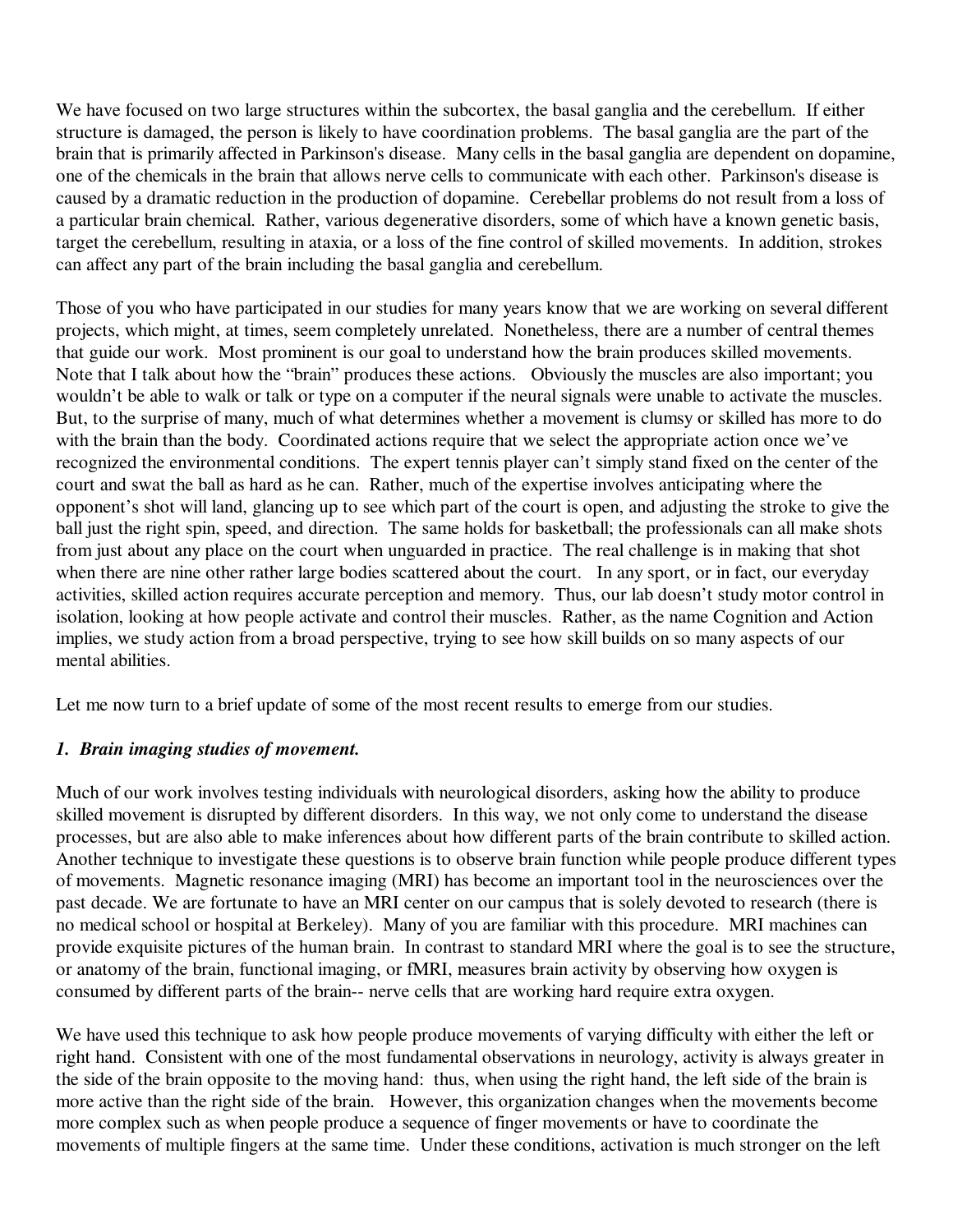We have focused on two large structures within the subcortex, the basal ganglia and the cerebellum. If either structure is damaged, the person is likely to have coordination problems. The basal ganglia are the part of the brain that is primarily affected in Parkinson's disease. Many cells in the basal ganglia are dependent on dopamine, one of the chemicals in the brain that allows nerve cells to communicate with each other. Parkinson's disease is caused by a dramatic reduction in the production of dopamine. Cerebellar problems do not result from a loss of a particular brain chemical. Rather, various degenerative disorders, some of which have a known genetic basis, target the cerebellum, resulting in ataxia, or a loss of the fine control of skilled movements. In addition, strokes can affect any part of the brain including the basal ganglia and cerebellum.

Those of you who have participated in our studies for many years know that we are working on several different projects, which might, at times, seem completely unrelated. Nonetheless, there are a number of central themes that guide our work. Most prominent is our goal to understand how the brain produces skilled movements. Note that I talk about how the "brain" produces these actions. Obviously the muscles are also important; you wouldn't be able to walk or talk or type on a computer if the neural signals were unable to activate the muscles. But, to the surprise of many, much of what determines whether a movement is clumsy or skilled has more to do with the brain than the body. Coordinated actions require that we select the appropriate action once we've recognized the environmental conditions. The expert tennis player can't simply stand fixed on the center of the court and swat the ball as hard as he can. Rather, much of the expertise involves anticipating where the opponent's shot will land, glancing up to see which part of the court is open, and adjusting the stroke to give the ball just the right spin, speed, and direction. The same holds for basketball; the professionals can all make shots from just about any place on the court when unguarded in practice. The real challenge is in making that shot when there are nine other rather large bodies scattered about the court. In any sport, or in fact, our everyday activities, skilled action requires accurate perception and memory. Thus, our lab doesn't study motor control in isolation, looking at how people activate and control their muscles. Rather, as the name Cognition and Action implies, we study action from a broad perspective, trying to see how skill builds on so many aspects of our mental abilities.

Let me now turn to a brief update of some of the most recent results to emerge from our studies.

### *1. Brain imaging studies of movement.*

Much of our work involves testing individuals with neurological disorders, asking how the ability to produce skilled movement is disrupted by different disorders. In this way, we not only come to understand the disease processes, but are also able to make inferences about how different parts of the brain contribute to skilled action. Another technique to investigate these questions is to observe brain function while people produce different types of movements. Magnetic resonance imaging (MRI) has become an important tool in the neurosciences over the past decade. We are fortunate to have an MRI center on our campus that is solely devoted to research (there is no medical school or hospital at Berkeley). Many of you are familiar with this procedure. MRI machines can provide exquisite pictures of the human brain. In contrast to standard MRI where the goal is to see the structure, or anatomy of the brain, functional imaging, or fMRI, measures brain activity by observing how oxygen is consumed by different parts of the brain-- nerve cells that are working hard require extra oxygen.

We have used this technique to ask how people produce movements of varying difficulty with either the left or right hand. Consistent with one of the most fundamental observations in neurology, activity is always greater in the side of the brain opposite to the moving hand: thus, when using the right hand, the left side of the brain is more active than the right side of the brain. However, this organization changes when the movements become more complex such as when people produce a sequence of finger movements or have to coordinate the movements of multiple fingers at the same time. Under these conditions, activation is much stronger on the left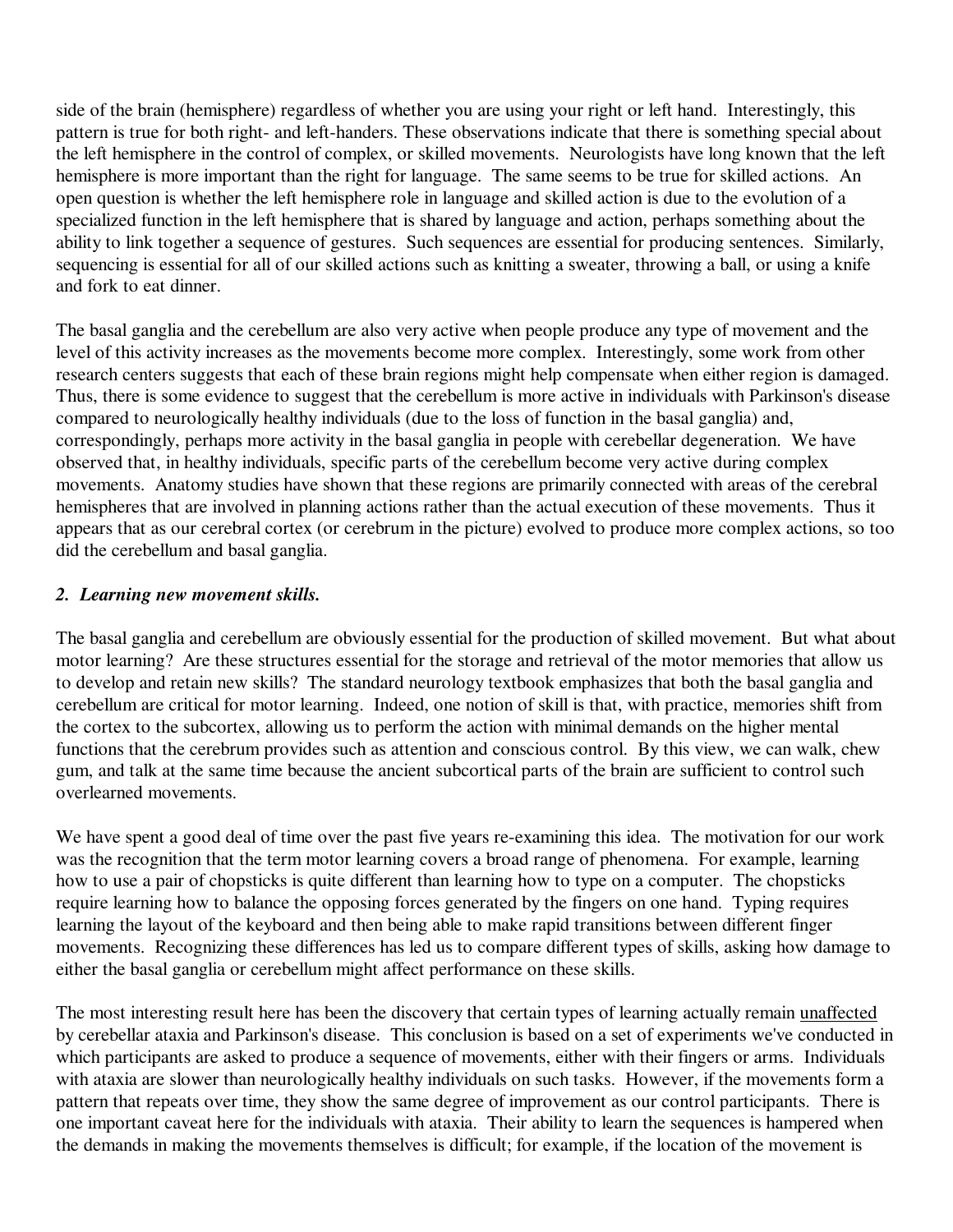side of the brain (hemisphere) regardless of whether you are using your right or left hand. Interestingly, this pattern is true for both right- and left-handers. These observations indicate that there is something special about the left hemisphere in the control of complex, or skilled movements. Neurologists have long known that the left hemisphere is more important than the right for language. The same seems to be true for skilled actions. An open question is whether the left hemisphere role in language and skilled action is due to the evolution of a specialized function in the left hemisphere that is shared by language and action, perhaps something about the ability to link together a sequence of gestures. Such sequences are essential for producing sentences. Similarly, sequencing is essential for all of our skilled actions such as knitting a sweater, throwing a ball, or using a knife and fork to eat dinner.

The basal ganglia and the cerebellum are also very active when people produce any type of movement and the level of this activity increases as the movements become more complex. Interestingly, some work from other research centers suggests that each of these brain regions might help compensate when either region is damaged. Thus, there is some evidence to suggest that the cerebellum is more active in individuals with Parkinson's disease compared to neurologically healthy individuals (due to the loss of function in the basal ganglia) and, correspondingly, perhaps more activity in the basal ganglia in people with cerebellar degeneration. We have observed that, in healthy individuals, specific parts of the cerebellum become very active during complex movements. Anatomy studies have shown that these regions are primarily connected with areas of the cerebral hemispheres that are involved in planning actions rather than the actual execution of these movements. Thus it appears that as our cerebral cortex (or cerebrum in the picture) evolved to produce more complex actions, so too did the cerebellum and basal ganglia.

***2. Learning new movement skills.***

The basal ganglia and cerebellum are obviously essential for the production of skilled movement. But what about motor learning? Are these structures essential for the storage and retrieval of the motor memories that allow us to develop and retain new skills? The standard neurology textbook emphasizes that both the basal ganglia and cerebellum are critical for motor learning. Indeed, one notion of skill is that, with practice, memories shift from the cortex to the subcortex, allowing us to perform the action with minimal demands on the higher mental functions that the cerebrum provides such as attention and conscious control. By this view, we can walk, chew gum, and talk at the same time because the ancient subcortical parts of the brain are sufficient to control such overlearned movements.

We have spent a good deal of time over the past five years re-examining this idea. The motivation for our work was the recognition that the term motor learning covers a broad range of phenomena. For example, learning how to use a pair of chopsticks is quite different than learning how to type on a computer. The chopsticks require learning how to balance the opposing forces generated by the fingers on one hand. Typing requires learning the layout of the keyboard and then being able to make rapid transitions between different finger movements. Recognizing these differences has led us to compare different types of skills, asking how damage to either the basal ganglia or cerebellum might affect performance on these skills.

The most interesting result here has been the discovery that certain types of learning actually remain <u>unaffected</u> by cerebellar ataxia and Parkinson's disease. This conclusion is based on a set of experiments we've conducted in which participants are asked to produce a sequence of movements, either with their fingers or arms. Individuals with ataxia are slower than neurologically healthy individuals on such tasks. However, if the movements form a pattern that repeats over time, they show the same degree of improvement as our control participants. There is one important caveat here for the individuals with ataxia. Their ability to learn the sequences is hampered when the demands in making the movements themselves is difficult; for example, if the location of the movement is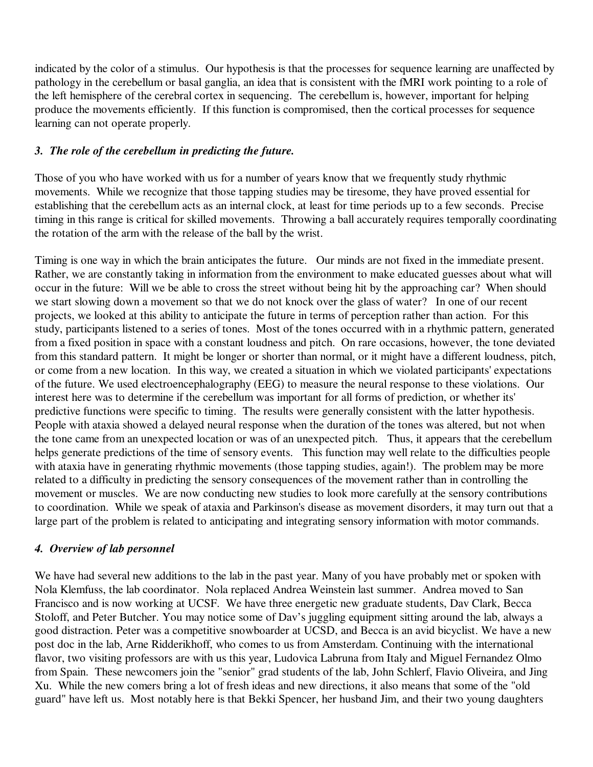indicated by the color of a stimulus. Our hypothesis is that the processes for sequence learning are unaffected by pathology in the cerebellum or basal ganglia, an idea that is consistent with the fMRI work pointing to a role of the left hemisphere of the cerebral cortex in sequencing. The cerebellum is, however, important for helping produce the movements efficiently. If this function is compromised, then the cortical processes for sequence learning can not operate properly.

### *3. The role of the cerebellum in predicting the future.*

Those of you who have worked with us for a number of years know that we frequently study rhythmic movements. While we recognize that those tapping studies may be tiresome, they have proved essential for establishing that the cerebellum acts as an internal clock, at least for time periods up to a few seconds. Precise timing in this range is critical for skilled movements. Throwing a ball accurately requires temporally coordinating the rotation of the arm with the release of the ball by the wrist.

Timing is one way in which the brain anticipates the future. Our minds are not fixed in the immediate present. Rather, we are constantly taking in information from the environment to make educated guesses about what will occur in the future: Will we be able to cross the street without being hit by the approaching car? When should we start slowing down a movement so that we do not knock over the glass of water? In one of our recent projects, we looked at this ability to anticipate the future in terms of perception rather than action. For this study, participants listened to a series of tones. Most of the tones occurred with in a rhythmic pattern, generated from a fixed position in space with a constant loudness and pitch. On rare occasions, however, the tone deviated from this standard pattern. It might be longer or shorter than normal, or it might have a different loudness, pitch, or come from a new location. In this way, we created a situation in which we violated participants' expectations of the future. We used electroencephalography (EEG) to measure the neural response to these violations. Our interest here was to determine if the cerebellum was important for all forms of prediction, or whether its' predictive functions were specific to timing. The results were generally consistent with the latter hypothesis. People with ataxia showed a delayed neural response when the duration of the tones was altered, but not when the tone came from an unexpected location or was of an unexpected pitch. Thus, it appears that the cerebellum helps generate predictions of the time of sensory events. This function may well relate to the difficulties people with ataxia have in generating rhythmic movements (those tapping studies, again!). The problem may be more related to a difficulty in predicting the sensory consequences of the movement rather than in controlling the movement or muscles. We are now conducting new studies to look more carefully at the sensory contributions to coordination. While we speak of ataxia and Parkinson's disease as movement disorders, it may turn out that a large part of the problem is related to anticipating and integrating sensory information with motor commands.

### *4. Overview of lab personnel*

We have had several new additions to the lab in the past year. Many of you have probably met or spoken with Nola Klemfuss, the lab coordinator. Nola replaced Andrea Weinstein last summer. Andrea moved to San Francisco and is now working at UCSF. We have three energetic new graduate students, Dav Clark, Becca Stoloff, and Peter Butcher. You may notice some of Dav's juggling equipment sitting around the lab, always a good distraction. Peter was a competitive snowboarder at UCSD, and Becca is an avid bicyclist. We have a new post doc in the lab, Arne Ridderikhoff, who comes to us from Amsterdam. Continuing with the international flavor, two visiting professors are with us this year, Ludovica Labruna from Italy and Miguel Fernandez Olmo from Spain. These newcomers join the "senior" grad students of the lab, John Schlerf, Flavio Oliveira, and Jing Xu. While the new comers bring a lot of fresh ideas and new directions, it also means that some of the "old guard" have left us. Most notably here is that Bekki Spencer, her husband Jim, and their two young daughters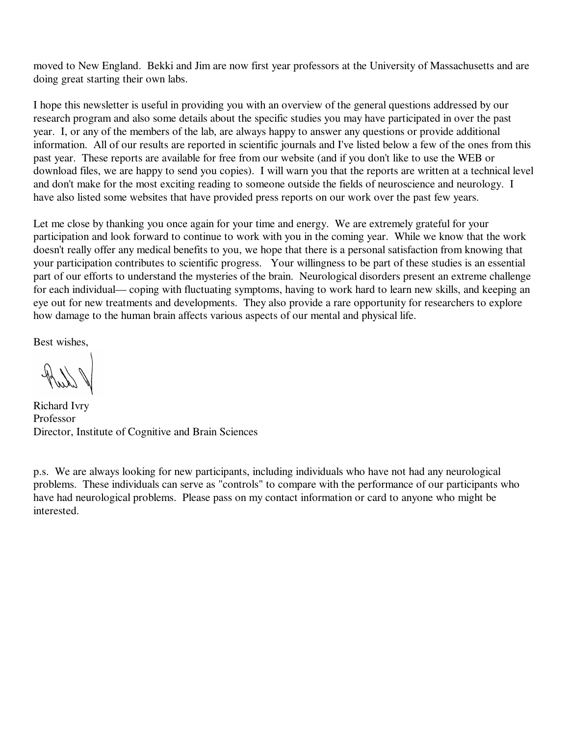moved to New England. Bekki and Jim are now first year professors at the University of Massachusetts and are doing great starting their own labs.

I hope this newsletter is useful in providing you with an overview of the general questions addressed by our research program and also some details about the specific studies you may have participated in over the past year. I, or any of the members of the lab, are always happy to answer any questions or provide additional information. All of our results are reported in scientific journals and I've listed below a few of the ones from this past year. These reports are available for free from our website (and if you don't like to use the WEB or download files, we are happy to send you copies). I will warn you that the reports are written at a technical level and don't make for the most exciting reading to someone outside the fields of neuroscience and neurology. I have also listed some websites that have provided press reports on our work over the past few years.

Let me close by thanking you once again for your time and energy. We are extremely grateful for your participation and look forward to continue to work with you in the coming year. While we know that the work doesn't really offer any medical benefits to you, we hope that there is a personal satisfaction from knowing that your participation contributes to scientific progress. Your willingness to be part of these studies is an essential part of our efforts to understand the mysteries of the brain. Neurological disorders present an extreme challenge for each individual— coping with fluctuating symptoms, having to work hard to learn new skills, and keeping an eye out for new treatments and developments. They also provide a rare opportunity for researchers to explore how damage to the human brain affects various aspects of our mental and physical life.

Best wishes,

Richard Ivry  
Professor  
Director, Institute of Cognitive and Brain Sciences

p.s. We are always looking for new participants, including individuals who have not had any neurological problems. These individuals can serve as "controls" to compare with the performance of our participants who have had neurological problems. Please pass on my contact information or card to anyone who might be interested.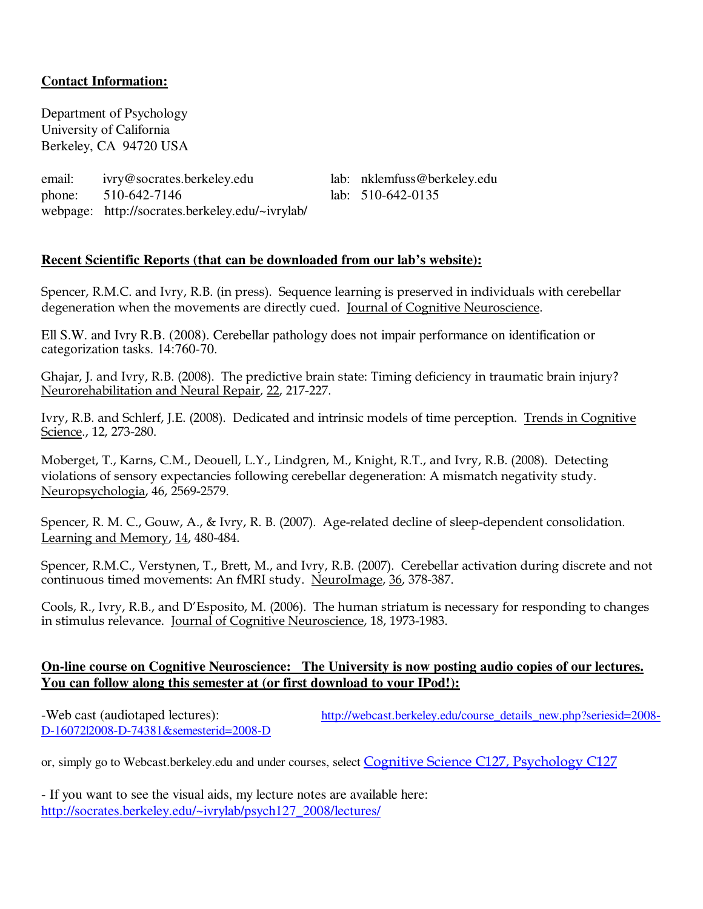**Contact Information:**

Department of Psychology
University of California
Berkeley, CA 94720 USA

email: ivry@socrates.berkeley.edu
phone: 510-642-7146
webpage: http://socrates.berkeley.edu/~ivrylab/

lab: nklemfuss@berkeley.edu
lab: 510-642-0135

**Recent Scientific Reports (that can be downloaded from our lab's website):**

Spencer, R.M.C. and Ivry, R.B. (in press). Sequence learning is preserved in individuals with cerebellar degeneration when the movements are directly cued. Journal of Cognitive Neuroscience.

Ell S.W. and Ivry R.B. (2008). Cerebellar pathology does not impair performance on identification or categorization tasks. 14:760-70.

Ghajar, J. and Ivry, R.B. (2008). The predictive brain state: Timing deficiency in traumatic brain injury? Neurorehabilitation and Neural Repair, 22, 217-227.

Ivry, R.B. and Schlerf, J.E. (2008). Dedicated and intrinsic models of time perception. Trends in Cognitive Science., 12, 273-280.

Moberget, T., Karns, C.M., Deouell, L.Y., Lindgren, M., Knight, R.T., and Ivry, R.B. (2008). Detecting violations of sensory expectancies following cerebellar degeneration: A mismatch negativity study. Neuropsychologia, 46, 2569-2579.

Spencer, R. M. C., Gouw, A., & Ivry, R. B. (2007). Age-related decline of sleep-dependent consolidation. Learning and Memory, 14, 480-484.

Spencer, R.M.C., Verstynen, T., Brett, M., and Ivry, R.B. (2007). Cerebellar activation during discrete and not continuous timed movements: An fMRI study. NeuroImage, 36, 378-387.

Cools, R., Ivry, R.B., and D'Esposito, M. (2006). The human striatum is necessary for responding to changes in stimulus relevance. Journal of Cognitive Neuroscience, 18, 1973-1983.

**On-line course on Cognitive Neuroscience: The University is now posting audio copies of our lectures. You can follow along this semester at (or first download to your IPod!):**

-Web cast (audiotaped lectures): http://webcast.berkeley.edu/course_details_new.php?seriesid=2008-D-16072|2008-D-74381&semesterid=2008-D

or, simply go to Webcast.berkeley.edu and under courses, select Cognitive Science C127, Psychology C127

- If you want to see the visual aids, my lecture notes are available here:
http://socrates.berkeley.edu/~ivrylab/psych127_2008/lectures/